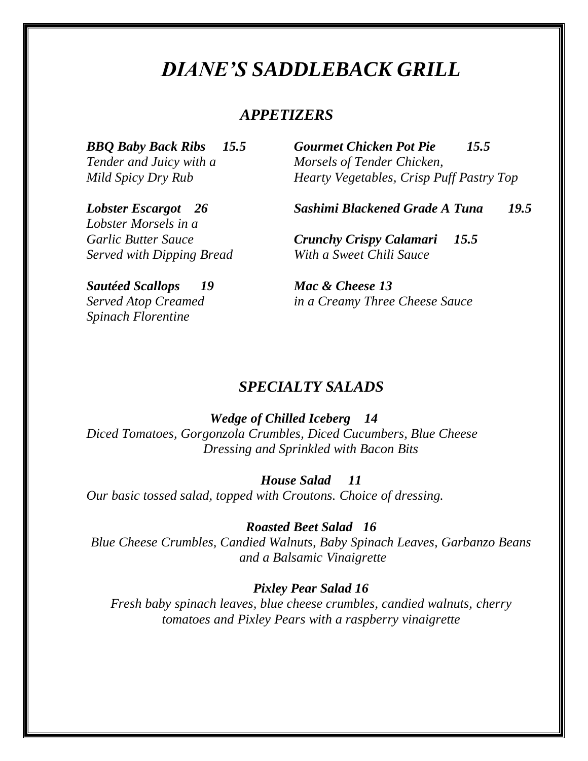# *DIANE'S SADDLEBACK GRILL*

## *APPETIZERS*

***BBQ Baby Back Ribs 15.5***
*Tender and Juicy with a Mild Spicy Dry Rub*

***Lobster Escargot 26***
*Lobster Morsels in a Garlic Butter Sauce Served with Dipping Bread*

***Sautéed Scallops 19***
*Served Atop Creamed Spinach Florentine*

***Gourmet Chicken Pot Pie 15.5***
*Morsels of Tender Chicken, Hearty Vegetables, Crisp Puff Pastry Top*

***Sashimi Blackened Grade A Tuna 19.5***

***Crunchy Crispy Calamari 15.5***
*With a Sweet Chili Sauce*

***Mac & Cheese 13***
*in a Creamy Three Cheese Sauce*

## *SPECIALTY SALADS*

***Wedge of Chilled Iceberg 14***
*Diced Tomatoes, Gorgonzola Crumbles, Diced Cucumbers, Blue Cheese Dressing and Sprinkled with Bacon Bits*

***House Salad 11***
*Our basic tossed salad, topped with Croutons. Choice of dressing.*

***Roasted Beet Salad 16***
*Blue Cheese Crumbles, Candied Walnuts, Baby Spinach Leaves, Garbanzo Beans and a Balsamic Vinaigrette*

***Pixley Pear Salad 16***
*Fresh baby spinach leaves, blue cheese crumbles, candied walnuts, cherry tomatoes and Pixley Pears with a raspberry vinaigrette*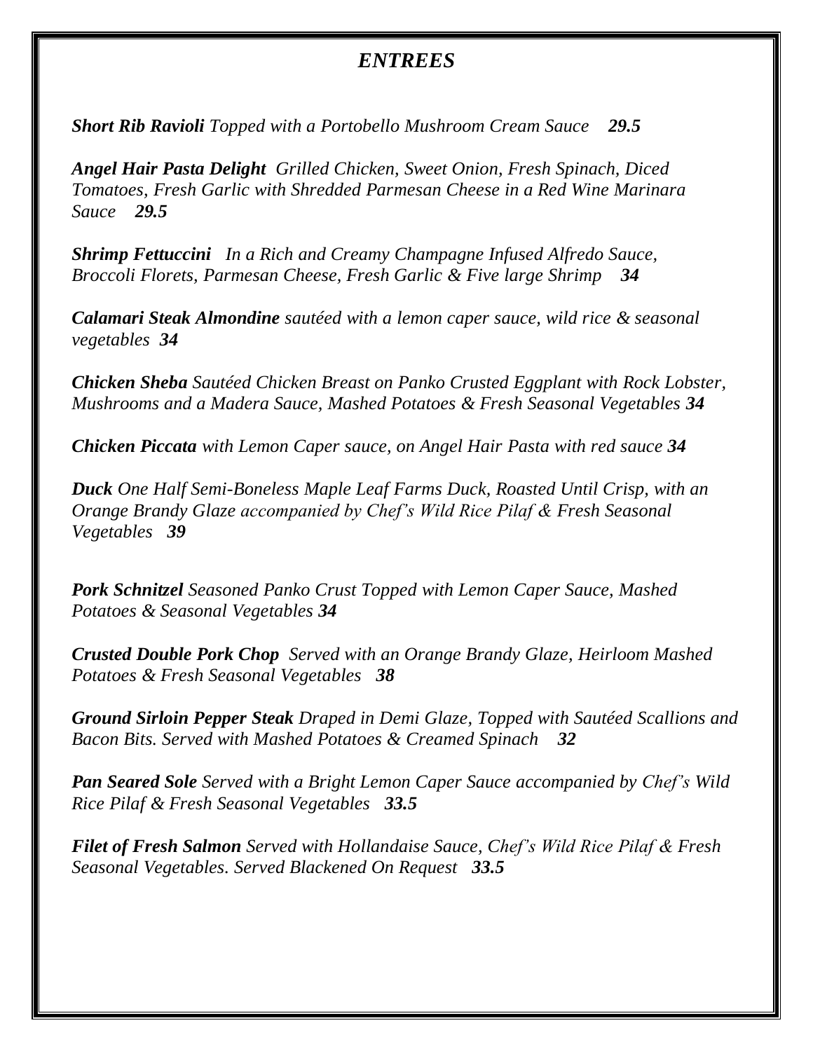# *ENTREES*

***Short Rib Ravioli*** *Topped with a Portobello Mushroom Cream Sauce* ***29.5***

***Angel Hair Pasta Delight*** *Grilled Chicken, Sweet Onion, Fresh Spinach, Diced Tomatoes, Fresh Garlic with Shredded Parmesan Cheese in a Red Wine Marinara Sauce* ***29.5***

***Shrimp Fettuccini*** *In a Rich and Creamy Champagne Infused Alfredo Sauce, Broccoli Florets, Parmesan Cheese, Fresh Garlic & Five large Shrimp* ***34***

***Calamari Steak Almondine*** *sautéed with a lemon caper sauce, wild rice & seasonal vegetables* ***34***

***Chicken Sheba*** *Sautéed Chicken Breast on Panko Crusted Eggplant with Rock Lobster, Mushrooms and a Madera Sauce, Mashed Potatoes & Fresh Seasonal Vegetables* ***34***

***Chicken Piccata*** *with Lemon Caper sauce, on Angel Hair Pasta with red sauce* ***34***

***Duck*** *One Half Semi-Boneless Maple Leaf Farms Duck, Roasted Until Crisp, with an Orange Brandy Glaze accompanied by Chef's Wild Rice Pilaf & Fresh Seasonal Vegetables* ***39***

***Pork Schnitzel*** *Seasoned Panko Crust Topped with Lemon Caper Sauce, Mashed Potatoes & Seasonal Vegetables* ***34***

***Crusted Double Pork Chop*** *Served with an Orange Brandy Glaze, Heirloom Mashed Potatoes & Fresh Seasonal Vegetables* ***38***

***Ground Sirloin Pepper Steak*** *Draped in Demi Glaze, Topped with Sautéed Scallions and Bacon Bits. Served with Mashed Potatoes & Creamed Spinach* ***32***

***Pan Seared Sole*** *Served with a Bright Lemon Caper Sauce accompanied by Chef's Wild Rice Pilaf & Fresh Seasonal Vegetables* ***33.5***

***Filet of Fresh Salmon*** *Served with Hollandaise Sauce, Chef's Wild Rice Pilaf & Fresh Seasonal Vegetables. Served Blackened On Request* ***33.5***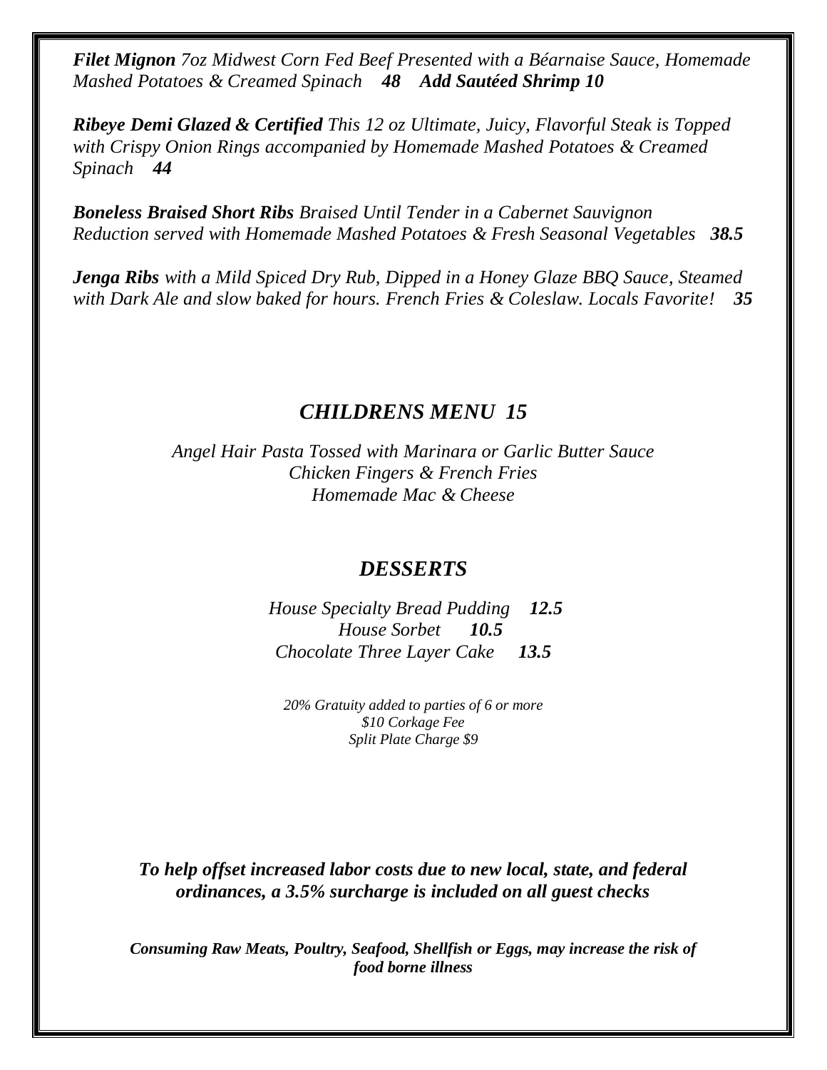***Filet Mignon*** *7oz Midwest Corn Fed Beef Presented with a Béarnaise Sauce, Homemade Mashed Potatoes & Creamed Spinach* ***48 Add Sautéed Shrimp 10***

***Ribeye Demi Glazed & Certified*** *This 12 oz Ultimate, Juicy, Flavorful Steak is Topped with Crispy Onion Rings accompanied by Homemade Mashed Potatoes & Creamed Spinach* ***44***

***Boneless Braised Short Ribs*** *Braised Until Tender in a Cabernet Sauvignon Reduction served with Homemade Mashed Potatoes & Fresh Seasonal Vegetables* ***38.5***

***Jenga Ribs*** *with a Mild Spiced Dry Rub, Dipped in a Honey Glaze BBQ Sauce, Steamed with Dark Ale and slow baked for hours. French Fries & Coleslaw. Locals Favorite!* ***35***

## *CHILDRENS MENU 15*

*Angel Hair Pasta Tossed with Marinara or Garlic Butter Sauce*
*Chicken Fingers & French Fries*
*Homemade Mac & Cheese*

## *DESSERTS*

*House Specialty Bread Pudding* ***12.5***
*House Sorbet* ***10.5***
*Chocolate Three Layer Cake* ***13.5***

*20% Gratuity added to parties of 6 or more*
*$10 Corkage Fee*
*Split Plate Charge $9*

***To help offset increased labor costs due to new local, state, and federal ordinances, a 3.5% surcharge is included on all guest checks***

***Consuming Raw Meats, Poultry, Seafood, Shellfish or Eggs, may increase the risk of food borne illness***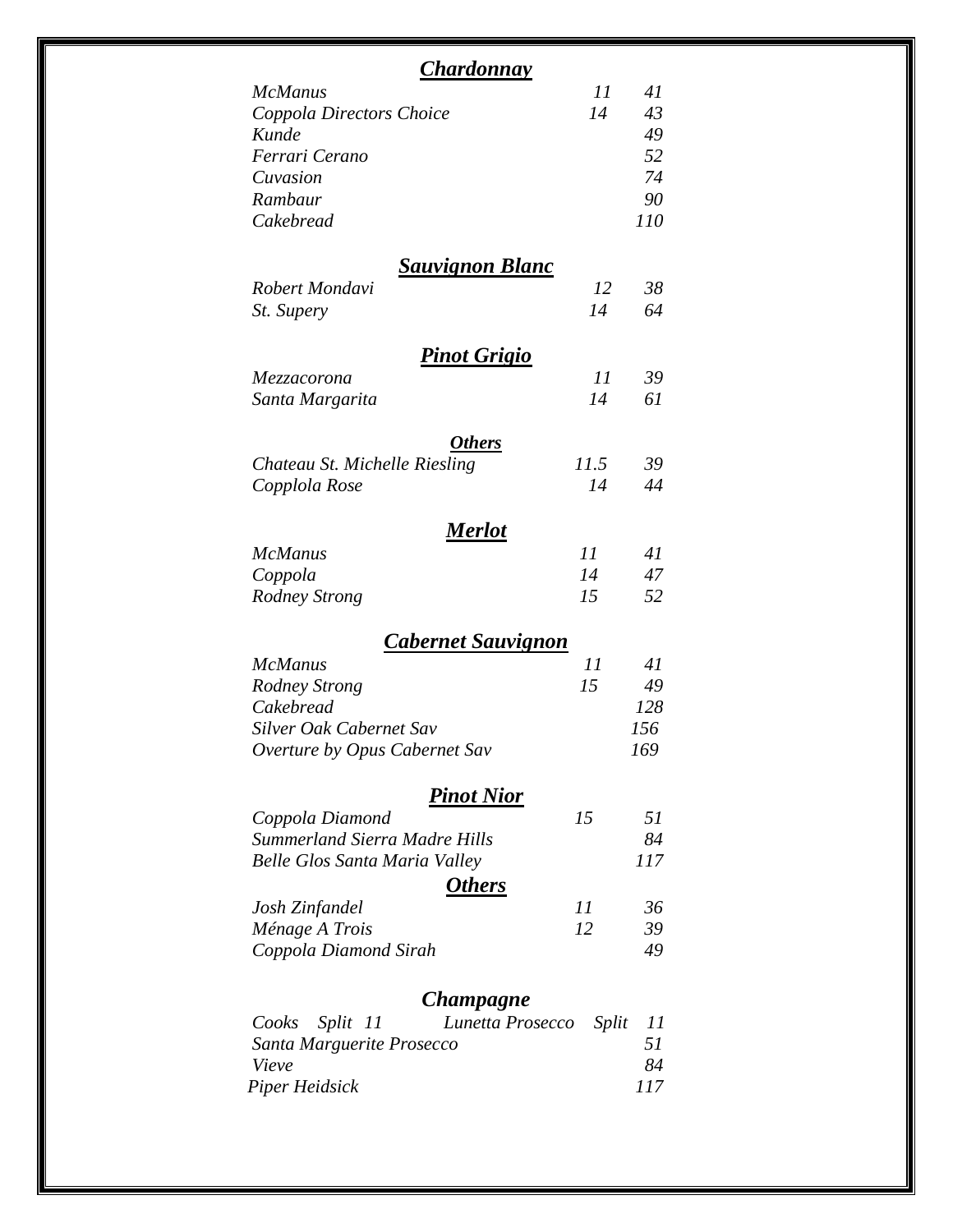## *Chardonnay*

| | | |
|---|---|---|
| *McManus* | *11* | *41* |
| *Coppola Directors Choice* | *14* | *43* |
| *Kunde* | | *49* |
| *Ferrari Cerano* | | *52* |
| *Cuvasion* | | *74* |
| *Rambaur* | | *90* |
| *Cakebread* | | *110* |

## *Sauvignon Blanc*

| | | |
|---|---|---|
| *Robert Mondavi* | *12* | *38* |
| *St. Supery* | *14* | *64* |

## *Pinot Grigio*

| | | |
|---|---|---|
| *Mezzacorona* | *11* | *39* |
| *Santa Margarita* | *14* | *61* |

### *Others*

| | | |
|---|---|---|
| *Chateau St. Michelle Riesling* | *11.5* | *39* |
| *Copplola Rose* | *14* | *44* |

## *Merlot*

| | | |
|---|---|---|
| *McManus* | *11* | *41* |
| *Coppola* | *14* | *47* |
| *Rodney Strong* | *15* | *52* |

## *Cabernet Sauvignon*

| | | |
|---|---|---|
| *McManus* | *11* | *41* |
| *Rodney Strong* | *15* | *49* |
| *Cakebread* | | *128* |
| *Silver Oak Cabernet Sav* | | *156* |
| *Overture by Opus Cabernet Sav* | | *169* |

## *Pinot Nior*

| | | |
|---|---|---|
| *Coppola Diamond* | *15* | *51* |
| *Summerland Sierra Madre Hills* | | *84* |
| *Belle Glos Santa Maria Valley* | | *117* |

## *Others*

| | | |
|---|---|---|
| *Josh Zinfandel* | *11* | *36* |
| *Ménage A Trois* | *12* | *39* |
| *Coppola Diamond Sirah* | | *49* |

## *Champagne*

| | |
|---|---|
| *Cooks Split 11 Lunetta Prosecco Split* | *11* |
| *Santa Marguerite Prosecco* | *51* |
| *Vieve* | *84* |
| *Piper Heidsick* | *117* |